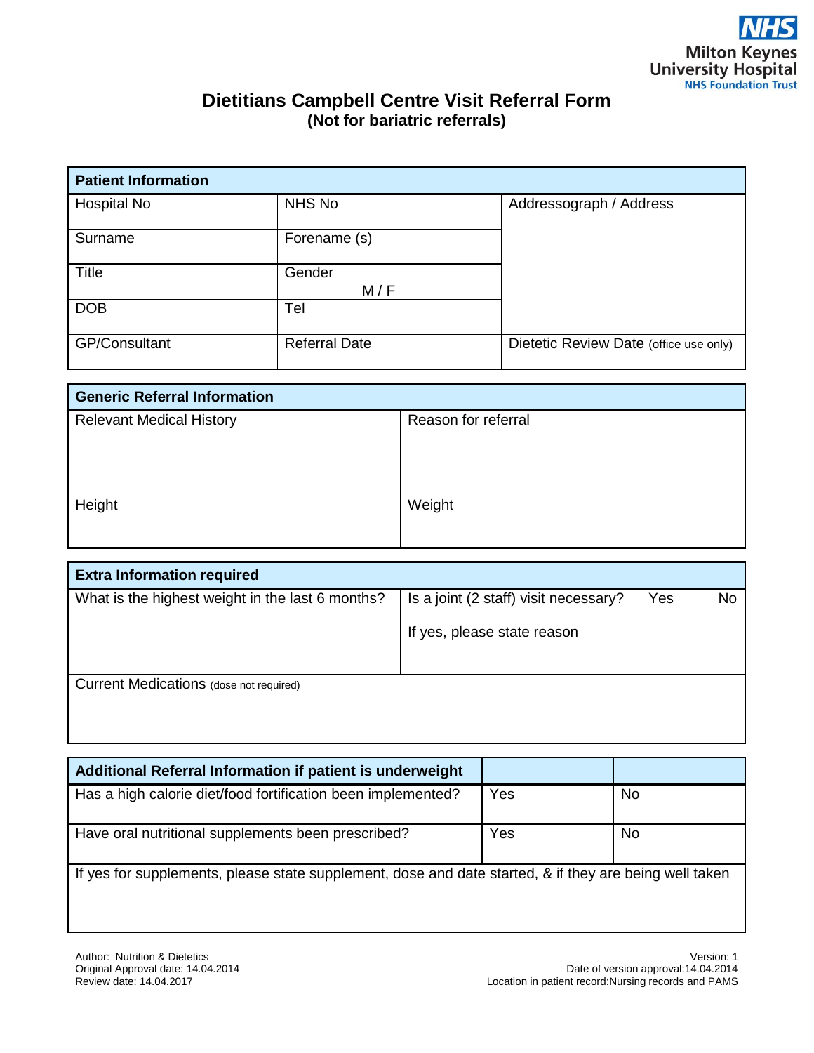NHS
Milton Keynes
University Hospital
NHS Foundation Trust

# Dietitians Campbell Centre Visit Referral Form
## (Not for bariatric referrals)

| Patient Information | | |
|---|---|---|
| Hospital No | NHS No | Addressograph / Address |
| Surname | Forename (s) | |
| Title | Gender M / F | |
| DOB | Tel | |
| GP/Consultant | Referral Date | Dietetic Review Date (office use only) |

| Generic Referral Information | |
|---|---|
| Relevant Medical History | Reason for referral |
| Height | Weight |

| Extra Information required | |
|---|---|
| What is the highest weight in the last 6 months? | Is a joint (2 staff) visit necessary? Yes No<br>If yes, please state reason |
| Current Medications (dose not required) | |

| Additional Referral Information if patient is underweight | | |
|---|---|---|
| Has a high calorie diet/food fortification been implemented? | Yes | No |
| Have oral nutritional supplements been prescribed? | Yes | No |
| If yes for supplements, please state supplement, dose and date started, & if they are being well taken | | |

Author: Nutrition & Dietetics
Original Approval date: 14.04.2014
Review date: 14.04.2017

Version: 1
Date of version approval:14.04.2014
Location in patient record:Nursing records and PAMS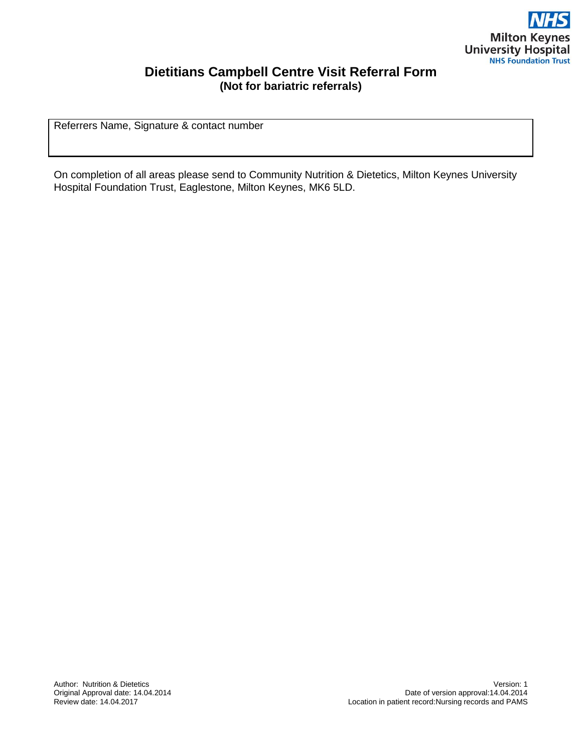# Dietitians Campbell Centre Visit Referral Form

**(Not for bariatric referrals)**

| |
|---|
| Referrers Name, Signature & contact number |

On completion of all areas please send to Community Nutrition & Dietetics, Milton Keynes University Hospital Foundation Trust, Eaglestone, Milton Keynes, MK6 5LD.

Author: Nutrition & Dietetics
Original Approval date: 14.04.2014
Review date: 14.04.2017

Version: 1
Date of version approval:14.04.2014
Location in patient record:Nursing records and PAMS